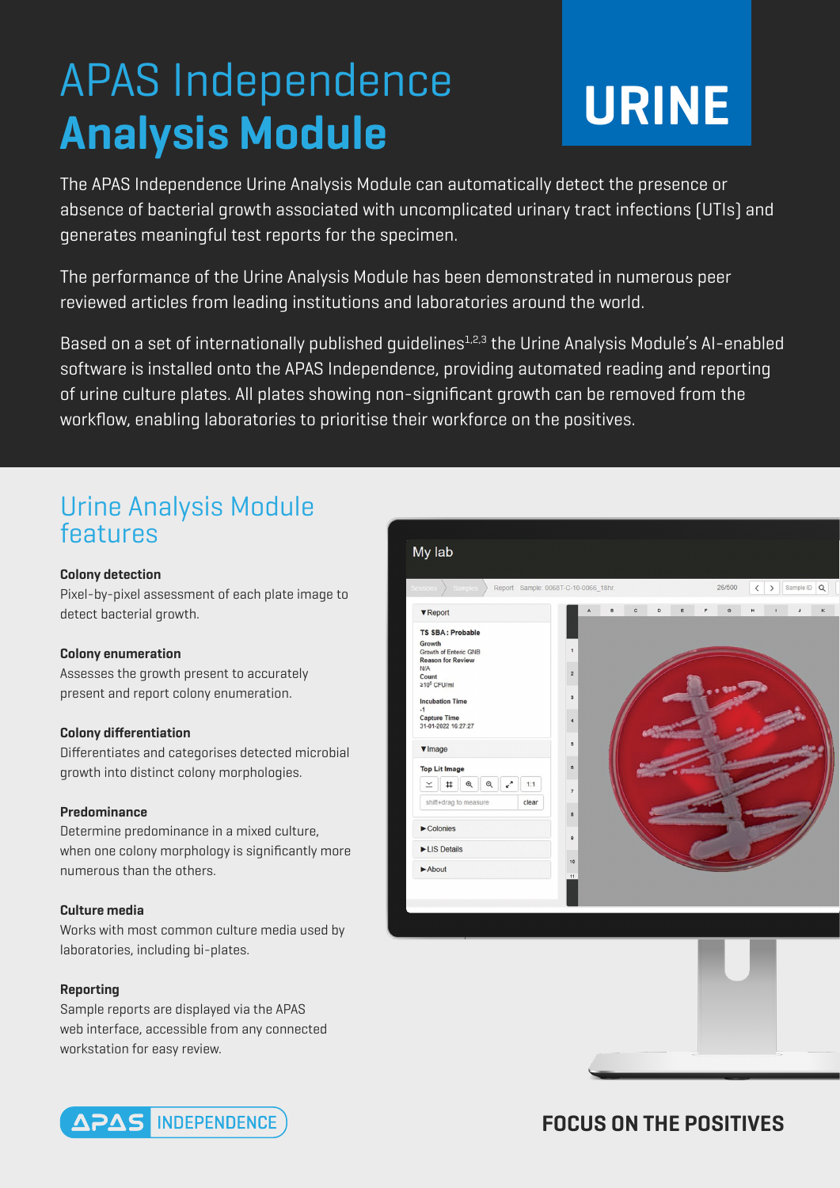# APAS Independence **Analysis Module**

**URINE**

The APAS Independence Urine Analysis Module can automatically detect the presence or absence of bacterial growth associated with uncomplicated urinary tract infections (UTIs) and generates meaningful test reports for the specimen.

The performance of the Urine Analysis Module has been demonstrated in numerous peer reviewed articles from leading institutions and laboratories around the world.

Based on a set of internationally published guidelines[1,2,3] the Urine Analysis Module's AI-enabled software is installed onto the APAS Independence, providing automated reading and reporting of urine culture plates. All plates showing non-significant growth can be removed from the workflow, enabling laboratories to prioritise their workforce on the positives.

## Urine Analysis Module features

**Colony detection**
Pixel-by-pixel assessment of each plate image to detect bacterial growth.

**Colony enumeration**
Assesses the growth present to accurately present and report colony enumeration.

**Colony differentiation**
Differentiates and categorises detected microbial growth into distinct colony morphologies.

**Predominance**
Determine predominance in a mixed culture, when one colony morphology is significantly more numerous than the others.

**Culture media**
Works with most common culture media used by laboratories, including bi-plates.

**Reporting**
Sample reports are displayed via the APAS web interface, accessible from any connected workstation for easy review.

APAS INDEPENDENCE

**FOCUS ON THE POSITIVES**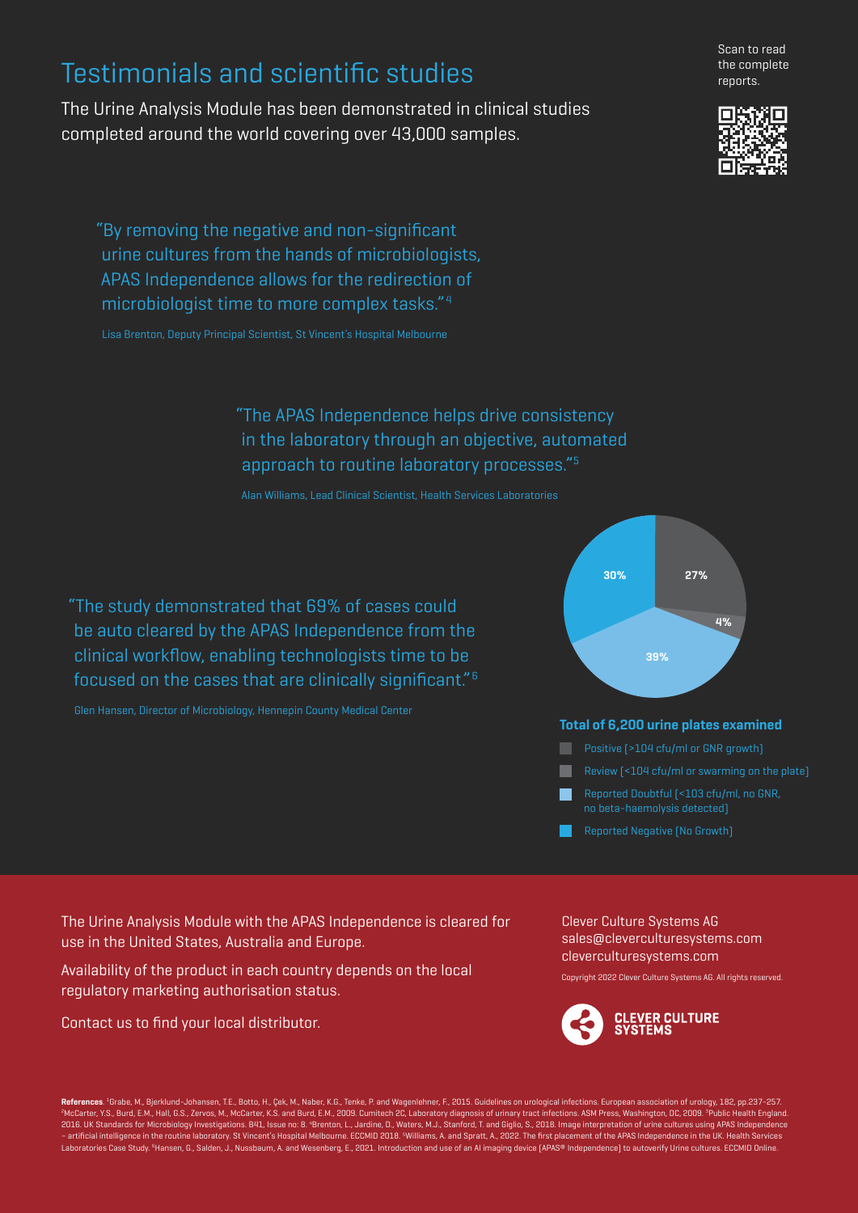# Testimonials and scientific studies

The Urine Analysis Module has been demonstrated in clinical studies completed around the world covering over 43,000 samples.

Scan to read the complete reports.

"By removing the negative and non-significant urine cultures from the hands of microbiologists, APAS Independence allows for the redirection of microbiologist time to more complex tasks."[4]

Lisa Brenton, Deputy Principal Scientist, St Vincent's Hospital Melbourne

"The APAS Independence helps drive consistency in the laboratory through an objective, automated approach to routine laboratory processes."[5]

Alan Williams, Lead Clinical Scientist, Health Services Laboratories

"The study demonstrated that 69% of cases could be auto cleared by the APAS Independence from the clinical workflow, enabling technologists time to be focused on the cases that are clinically significant."[6]

Glen Hansen, Director of Microbiology, Hennepin County Medical Center

30%
27%
4%
39%

**Total of 6,200 urine plates examined**

Positive (>104 cfu/ml or GNR growth)
Review (<104 cfu/ml or swarming on the plate)
Reported Doubtful (<103 cfu/ml, no GNR, no beta-haemolysis detected)
Reported Negative (No Growth)

The Urine Analysis Module with the APAS Independence is cleared for use in the United States, Australia and Europe.

Availability of the product in each country depends on the local regulatory marketing authorisation status.

Contact us to find your local distributor.

Clever Culture Systems AG
sales@cleverculturesystems.com
cleverculturesystems.com

Copyright 2022 Clever Culture Systems AG. All rights reserved.

CLEVER CULTURE SYSTEMS

**References**. [1]Grabe, M., Bjerklund-Johansen, T.E., Botto, H., Çek, M., Naber, K.G., Tenke, P. and Wagenlehner, F., 2015. Guidelines on urological infections. European association of urology, 182, pp.237-257. [2]McCarter, Y.S., Burd, E.M., Hall, G.S., Zervos, M., McCarter, K.S. and Burd, E.M., 2009. Cumitech 2C, Laboratory diagnosis of urinary tract infections. ASM Press, Washington, DC, 2009. [3]Public Health England. 2016. UK Standards for Microbiology Investigations. B41, Issue no: 8. [4]Brenton, L., Jardine, D., Waters, M.J., Stanford, T. and Giglio, S., 2018. Image interpretation of urine cultures using APAS Independence – artificial intelligence in the routine laboratory. St Vincent's Hospital Melbourne. ECCMID 2018. [5]Williams, A. and Spratt, A., 2022. The first placement of the APAS Independence in the UK. Health Services Laboratories Case Study. [6]Hansen, G., Salden, J., Nussbaum, A. and Wesenberg, E., 2021. Introduction and use of an AI imaging device (APAS® Independence) to autoverify Urine cultures. ECCMID Online.